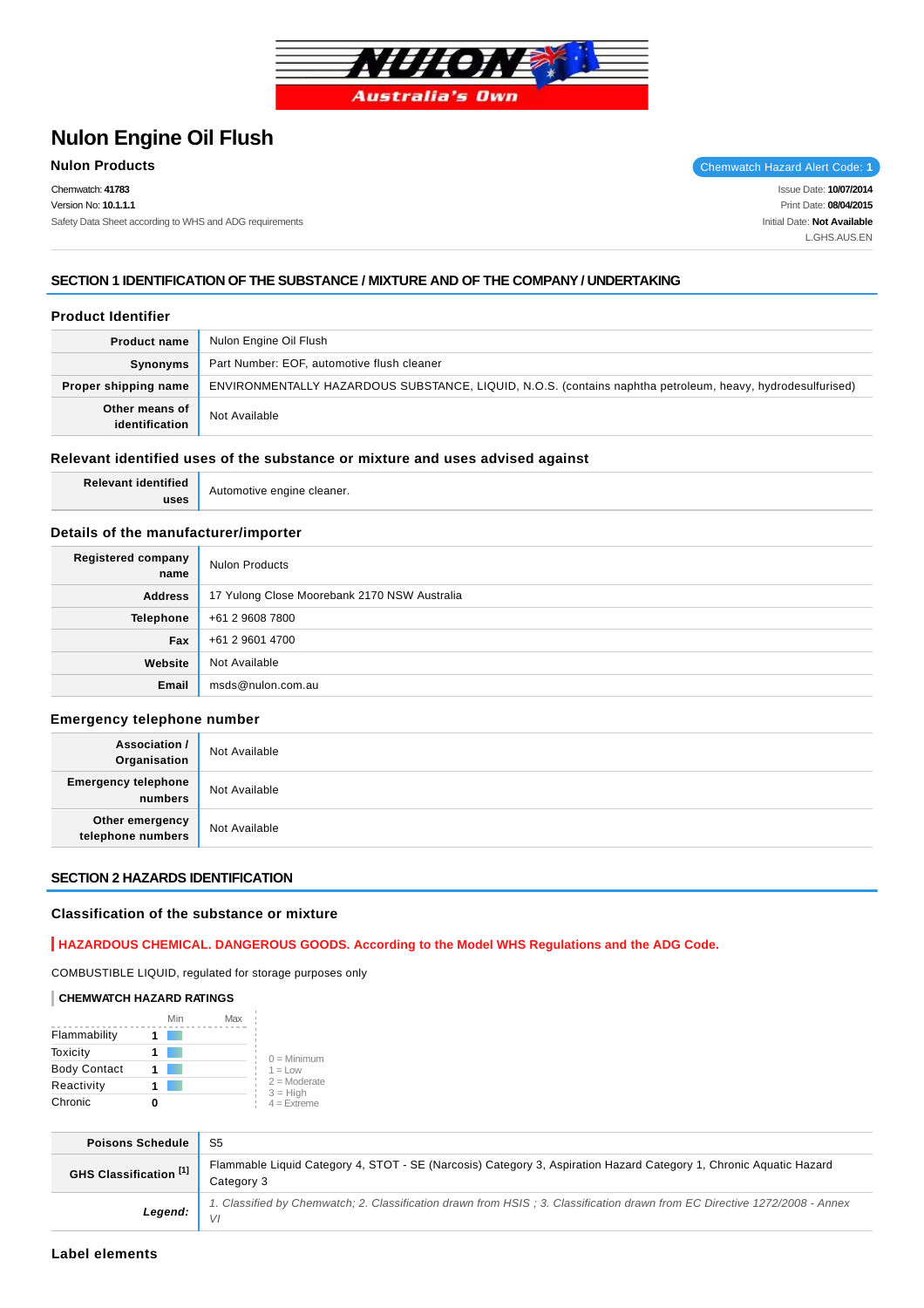# Nulon Engine Oil Flush

**Nulon Products**

Chemwatch Hazard Alert Code: **1**

Chemwatch: **41783**
Version No: **10.1.1.1**
Safety Data Sheet according to WHS and ADG requirements

Issue Date: **10/07/2014**
Print Date: **08/04/2015**
Initial Date: **Not Available**
L.GHS.AUS.EN

## SECTION 1 IDENTIFICATION OF THE SUBSTANCE / MIXTURE AND OF THE COMPANY / UNDERTAKING

### Product Identifier

| | |
|---|---|
| **Product name** | Nulon Engine Oil Flush |
| **Synonyms** | Part Number: EOF, automotive flush cleaner |
| **Proper shipping name** | ENVIRONMENTALLY HAZARDOUS SUBSTANCE, LIQUID, N.O.S. (contains naphtha petroleum, heavy, hydrodesulfurised) |
| **Other means of identification** | Not Available |

### Relevant identified uses of the substance or mixture and uses advised against

| | |
|---|---|
| **Relevant identified uses** | Automotive engine cleaner. |

### Details of the manufacturer/importer

| | |
|---|---|
| **Registered company name** | Nulon Products |
| **Address** | 17 Yulong Close Moorebank 2170 NSW Australia |
| **Telephone** | +61 2 9608 7800 |
| **Fax** | +61 2 9601 4700 |
| **Website** | Not Available |
| **Email** | msds@nulon.com.au |

### Emergency telephone number

| | |
|---|---|
| **Association / Organisation** | Not Available |
| **Emergency telephone numbers** | Not Available |
| **Other emergency telephone numbers** | Not Available |

## SECTION 2 HAZARDS IDENTIFICATION

### Classification of the substance or mixture

**HAZARDOUS CHEMICAL. DANGEROUS GOODS. According to the Model WHS Regulations and the ADG Code.**

COMBUSTIBLE LIQUID, regulated for storage purposes only

#### CHEMWATCH HAZARD RATINGS

| | Rating |
|---|---|
| Flammability | 1 |
| Toxicity | 1 |
| Body Contact | 1 |
| Reactivity | 1 |
| Chronic | 0 |

0 = Minimum
1 = Low
2 = Moderate
3 = High
4 = Extreme

| | |
|---|---|
| **Poisons Schedule** | S5 |
| **GHS Classification [1]** | Flammable Liquid Category 4, STOT - SE (Narcosis) Category 3, Aspiration Hazard Category 1, Chronic Aquatic Hazard Category 3 |
| ***Legend:*** | *1. Classified by Chemwatch; 2. Classification drawn from HSIS ; 3. Classification drawn from EC Directive 1272/2008 - Annex VI* |

### Label elements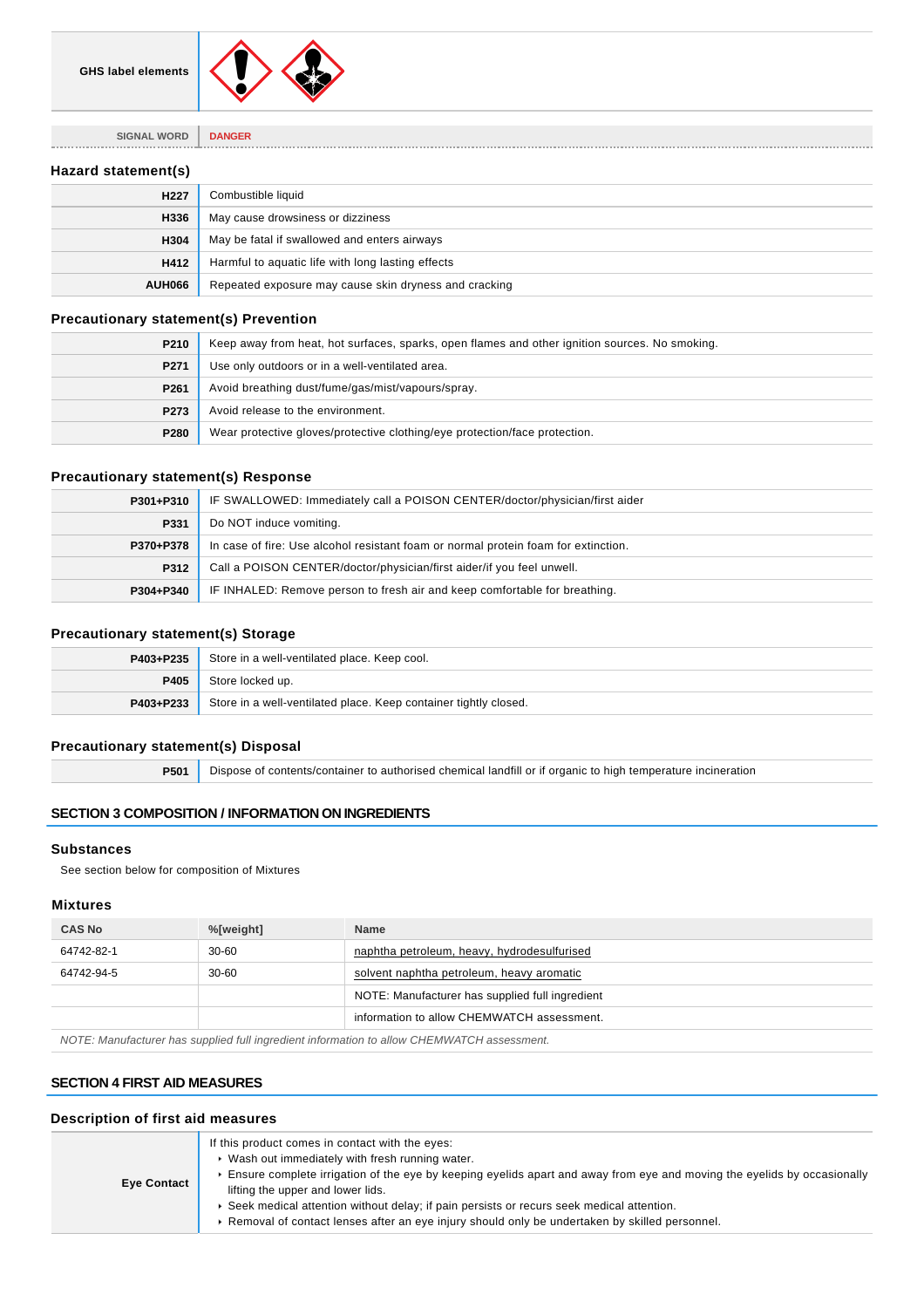| GHS label elements | |
|---|---|

| SIGNAL WORD | DANGER |
|---|---|

### Hazard statement(s)

| | |
|---|---|
| **H227** | Combustible liquid |
| **H336** | May cause drowsiness or dizziness |
| **H304** | May be fatal if swallowed and enters airways |
| **H412** | Harmful to aquatic life with long lasting effects |
| **AUH066** | Repeated exposure may cause skin dryness and cracking |

### Precautionary statement(s) Prevention

| | |
|---|---|
| **P210** | Keep away from heat, hot surfaces, sparks, open flames and other ignition sources. No smoking. |
| **P271** | Use only outdoors or in a well-ventilated area. |
| **P261** | Avoid breathing dust/fume/gas/mist/vapours/spray. |
| **P273** | Avoid release to the environment. |
| **P280** | Wear protective gloves/protective clothing/eye protection/face protection. |

### Precautionary statement(s) Response

| | |
|---|---|
| **P301+P310** | IF SWALLOWED: Immediately call a POISON CENTER/doctor/physician/first aider |
| **P331** | Do NOT induce vomiting. |
| **P370+P378** | In case of fire: Use alcohol resistant foam or normal protein foam for extinction. |
| **P312** | Call a POISON CENTER/doctor/physician/first aider/if you feel unwell. |
| **P304+P340** | IF INHALED: Remove person to fresh air and keep comfortable for breathing. |

### Precautionary statement(s) Storage

| | |
|---|---|
| **P403+P235** | Store in a well-ventilated place. Keep cool. |
| **P405** | Store locked up. |
| **P403+P233** | Store in a well-ventilated place. Keep container tightly closed. |

### Precautionary statement(s) Disposal

| | |
|---|---|
| **P501** | Dispose of contents/container to authorised chemical landfill or if organic to high temperature incineration |

## SECTION 3 COMPOSITION / INFORMATION ON INGREDIENTS

### Substances

See section below for composition of Mixtures

### Mixtures

| CAS No | %[weight] | Name |
|---|---|---|
| 64742-82-1 | 30-60 | naphtha petroleum, heavy, hydrodesulfurised |
| 64742-94-5 | 30-60 | solvent naphtha petroleum, heavy aromatic |
| | | NOTE: Manufacturer has supplied full ingredient |
| | | information to allow CHEMWATCH assessment. |

*NOTE: Manufacturer has supplied full ingredient information to allow CHEMWATCH assessment.*

## SECTION 4 FIRST AID MEASURES

### Description of first aid measures

| | |
|---|---|
| **Eye Contact** | If this product comes in contact with the eyes:<br>▸ Wash out immediately with fresh running water.<br>▸ Ensure complete irrigation of the eye by keeping eyelids apart and away from eye and moving the eyelids by occasionally lifting the upper and lower lids.<br>▸ Seek medical attention without delay; if pain persists or recurs seek medical attention.<br>▸ Removal of contact lenses after an eye injury should only be undertaken by skilled personnel. |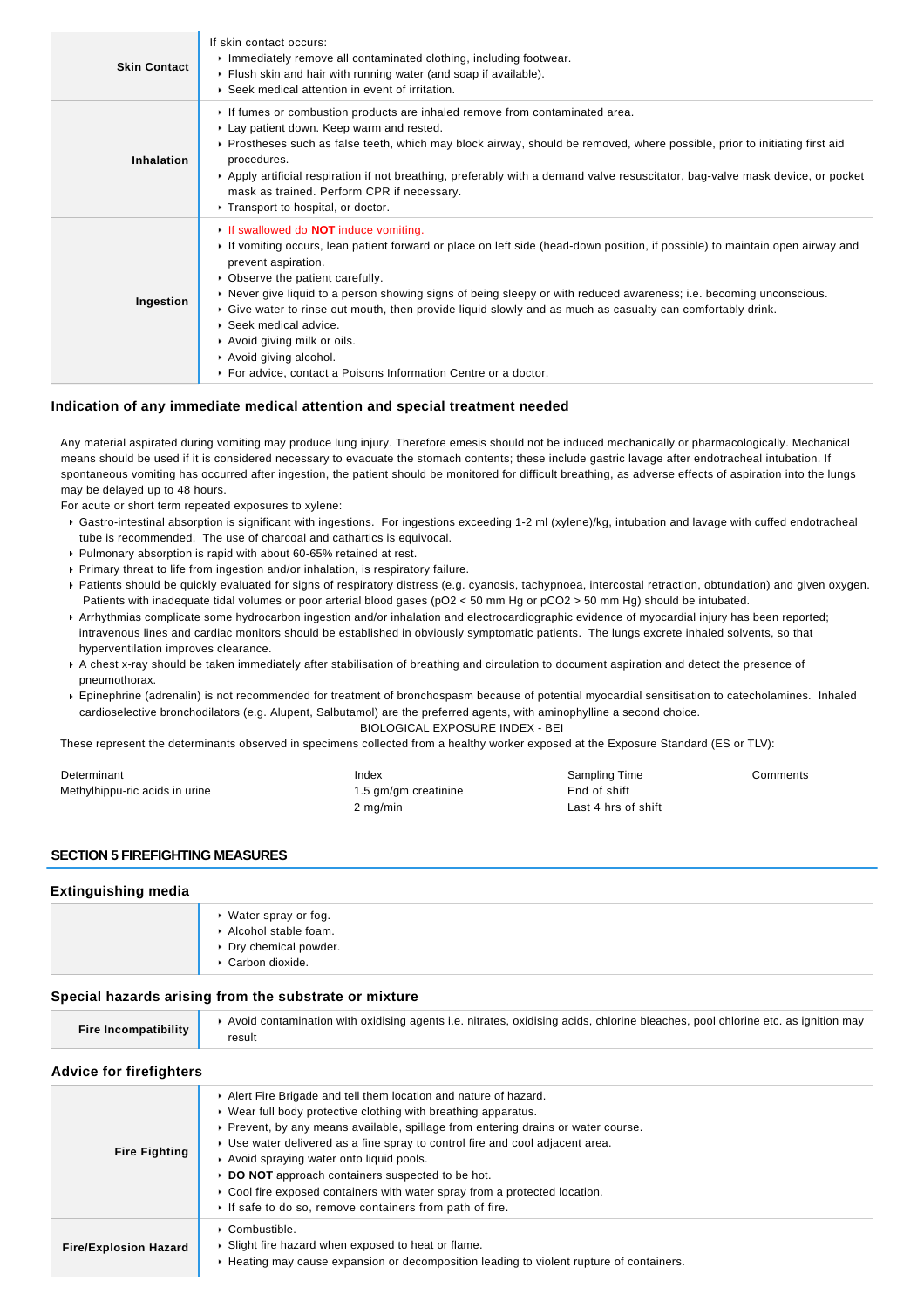| | |
|---|---|
| **Skin Contact** | If skin contact occurs:<br>▸ Immediately remove all contaminated clothing, including footwear.<br>▸ Flush skin and hair with running water (and soap if available).<br>▸ Seek medical attention in event of irritation. |
| **Inhalation** | ▸ If fumes or combustion products are inhaled remove from contaminated area.<br>▸ Lay patient down. Keep warm and rested.<br>▸ Prostheses such as false teeth, which may block airway, should be removed, where possible, prior to initiating first aid procedures.<br>▸ Apply artificial respiration if not breathing, preferably with a demand valve resuscitator, bag-valve mask device, or pocket mask as trained. Perform CPR if necessary.<br>▸ Transport to hospital, or doctor. |
| **Ingestion** | ▸ If swallowed do **NOT** induce vomiting.<br>▸ If vomiting occurs, lean patient forward or place on left side (head-down position, if possible) to maintain open airway and prevent aspiration.<br>▸ Observe the patient carefully.<br>▸ Never give liquid to a person showing signs of being sleepy or with reduced awareness; i.e. becoming unconscious.<br>▸ Give water to rinse out mouth, then provide liquid slowly and as much as casualty can comfortably drink.<br>▸ Seek medical advice.<br>▸ Avoid giving milk or oils.<br>▸ Avoid giving alcohol.<br>▸ For advice, contact a Poisons Information Centre or a doctor. |

### Indication of any immediate medical attention and special treatment needed

Any material aspirated during vomiting may produce lung injury. Therefore emesis should not be induced mechanically or pharmacologically. Mechanical means should be used if it is considered necessary to evacuate the stomach contents; these include gastric lavage after endotracheal intubation. If spontaneous vomiting has occurred after ingestion, the patient should be monitored for difficult breathing, as adverse effects of aspiration into the lungs may be delayed up to 48 hours.

For acute or short term repeated exposures to xylene:

- Gastro-intestinal absorption is significant with ingestions. For ingestions exceeding 1-2 ml (xylene)/kg, intubation and lavage with cuffed endotracheal tube is recommended. The use of charcoal and cathartics is equivocal.
- Pulmonary absorption is rapid with about 60-65% retained at rest.
- Primary threat to life from ingestion and/or inhalation, is respiratory failure.
- Patients should be quickly evaluated for signs of respiratory distress (e.g. cyanosis, tachypnoea, intercostal retraction, obtundation) and given oxygen. Patients with inadequate tidal volumes or poor arterial blood gases ($pO_2$ < 50 mm Hg or $pCO_2$ > 50 mm Hg) should be intubated.
- Arrhythmias complicate some hydrocarbon ingestion and/or inhalation and electrocardiographic evidence of myocardial injury has been reported; intravenous lines and cardiac monitors should be established in obviously symptomatic patients. The lungs excrete inhaled solvents, so that hyperventilation improves clearance.
- A chest x-ray should be taken immediately after stabilisation of breathing and circulation to document aspiration and detect the presence of pneumothorax.
- Epinephrine (adrenalin) is not recommended for treatment of bronchospasm because of potential myocardial sensitisation to catecholamines. Inhaled cardioselective bronchodilators (e.g. Alupent, Salbutamol) are the preferred agents, with aminophylline a second choice.

BIOLOGICAL EXPOSURE INDEX - BEI

These represent the determinants observed in specimens collected from a healthy worker exposed at the Exposure Standard (ES or TLV):

| Determinant | Index | Sampling Time | Comments |
|---|---|---|---|
| Methylhippu-ric acids in urine | 1.5 gm/gm creatinine | End of shift | |
| | 2 mg/min | Last 4 hrs of shift | |

## SECTION 5 FIREFIGHTING MEASURES

### Extinguishing media

- Water spray or fog.
- Alcohol stable foam.
- Dry chemical powder.
- Carbon dioxide.

### Special hazards arising from the substrate or mixture

| | |
|---|---|
| **Fire Incompatibility** | ▸ Avoid contamination with oxidising agents i.e. nitrates, oxidising acids, chlorine bleaches, pool chlorine etc. as ignition may result |

### Advice for firefighters

| | |
|---|---|
| **Fire Fighting** | ▸ Alert Fire Brigade and tell them location and nature of hazard.<br>▸ Wear full body protective clothing with breathing apparatus.<br>▸ Prevent, by any means available, spillage from entering drains or water course.<br>▸ Use water delivered as a fine spray to control fire and cool adjacent area.<br>▸ Avoid spraying water onto liquid pools.<br>▸ **DO NOT** approach containers suspected to be hot.<br>▸ Cool fire exposed containers with water spray from a protected location.<br>▸ If safe to do so, remove containers from path of fire. |
| **Fire/Explosion Hazard** | ▸ Combustible.<br>▸ Slight fire hazard when exposed to heat or flame.<br>▸ Heating may cause expansion or decomposition leading to violent rupture of containers. |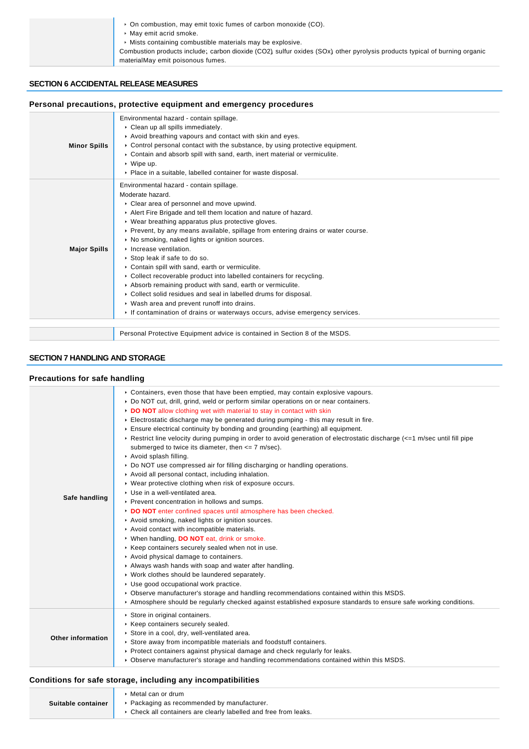|  |  |
|---|---|
|  | - On combustion, may emit toxic fumes of carbon monoxide (CO).<br>- May emit acrid smoke.<br>- Mists containing combustible materials may be explosive.<br>Combustion products include; carbon dioxide ($CO_2$) sulfur oxides (SOx) other pyrolysis products typical of burning organic materialMay emit poisonous fumes. |

## SECTION 6 ACCIDENTAL RELEASE MEASURES

### Personal precautions, protective equipment and emergency procedures

|  |  |
|---|---|
| **Minor Spills** | Environmental hazard - contain spillage.<br>- Clean up all spills immediately.<br>- Avoid breathing vapours and contact with skin and eyes.<br>- Control personal contact with the substance, by using protective equipment.<br>- Contain and absorb spill with sand, earth, inert material or vermiculite.<br>- Wipe up.<br>- Place in a suitable, labelled container for waste disposal. |
| **Major Spills** | Environmental hazard - contain spillage.<br>Moderate hazard.<br>- Clear area of personnel and move upwind.<br>- Alert Fire Brigade and tell them location and nature of hazard.<br>- Wear breathing apparatus plus protective gloves.<br>- Prevent, by any means available, spillage from entering drains or water course.<br>- No smoking, naked lights or ignition sources.<br>- Increase ventilation.<br>- Stop leak if safe to do so.<br>- Contain spill with sand, earth or vermiculite.<br>- Collect recoverable product into labelled containers for recycling.<br>- Absorb remaining product with sand, earth or vermiculite.<br>- Collect solid residues and seal in labelled drums for disposal.<br>- Wash area and prevent runoff into drains.<br>- If contamination of drains or waterways occurs, advise emergency services. |

|  |  |
|---|---|
|  | Personal Protective Equipment advice is contained in Section 8 of the MSDS. |

## SECTION 7 HANDLING AND STORAGE

### Precautions for safe handling

|  |  |
|---|---|
| **Safe handling** | - Containers, even those that have been emptied, may contain explosive vapours.<br>- Do NOT cut, drill, grind, weld or perform similar operations on or near containers.<br>- **DO NOT** allow clothing wet with material to stay in contact with skin<br>- Electrostatic discharge may be generated during pumping - this may result in fire.<br>- Ensure electrical continuity by bonding and grounding (earthing) all equipment.<br>- Restrict line velocity during pumping in order to avoid generation of electrostatic discharge (<=1 m/sec until fill pipe submerged to twice its diameter, then <= 7 m/sec).<br>- Avoid splash filling.<br>- Do NOT use compressed air for filling discharging or handling operations.<br>- Avoid all personal contact, including inhalation.<br>- Wear protective clothing when risk of exposure occurs.<br>- Use in a well-ventilated area.<br>- Prevent concentration in hollows and sumps.<br>- **DO NOT** enter confined spaces until atmosphere has been checked.<br>- Avoid smoking, naked lights or ignition sources.<br>- Avoid contact with incompatible materials.<br>- When handling, **DO NOT** eat, drink or smoke.<br>- Keep containers securely sealed when not in use.<br>- Avoid physical damage to containers.<br>- Always wash hands with soap and water after handling.<br>- Work clothes should be laundered separately.<br>- Use good occupational work practice.<br>- Observe manufacturer's storage and handling recommendations contained within this MSDS.<br>- Atmosphere should be regularly checked against established exposure standards to ensure safe working conditions. |
| **Other information** | - Store in original containers.<br>- Keep containers securely sealed.<br>- Store in a cool, dry, well-ventilated area.<br>- Store away from incompatible materials and foodstuff containers.<br>- Protect containers against physical damage and check regularly for leaks.<br>- Observe manufacturer's storage and handling recommendations contained within this MSDS. |

### Conditions for safe storage, including any incompatibilities

|  |  |
|---|---|
| **Suitable container** | - Metal can or drum<br>- Packaging as recommended by manufacturer.<br>- Check all containers are clearly labelled and free from leaks. |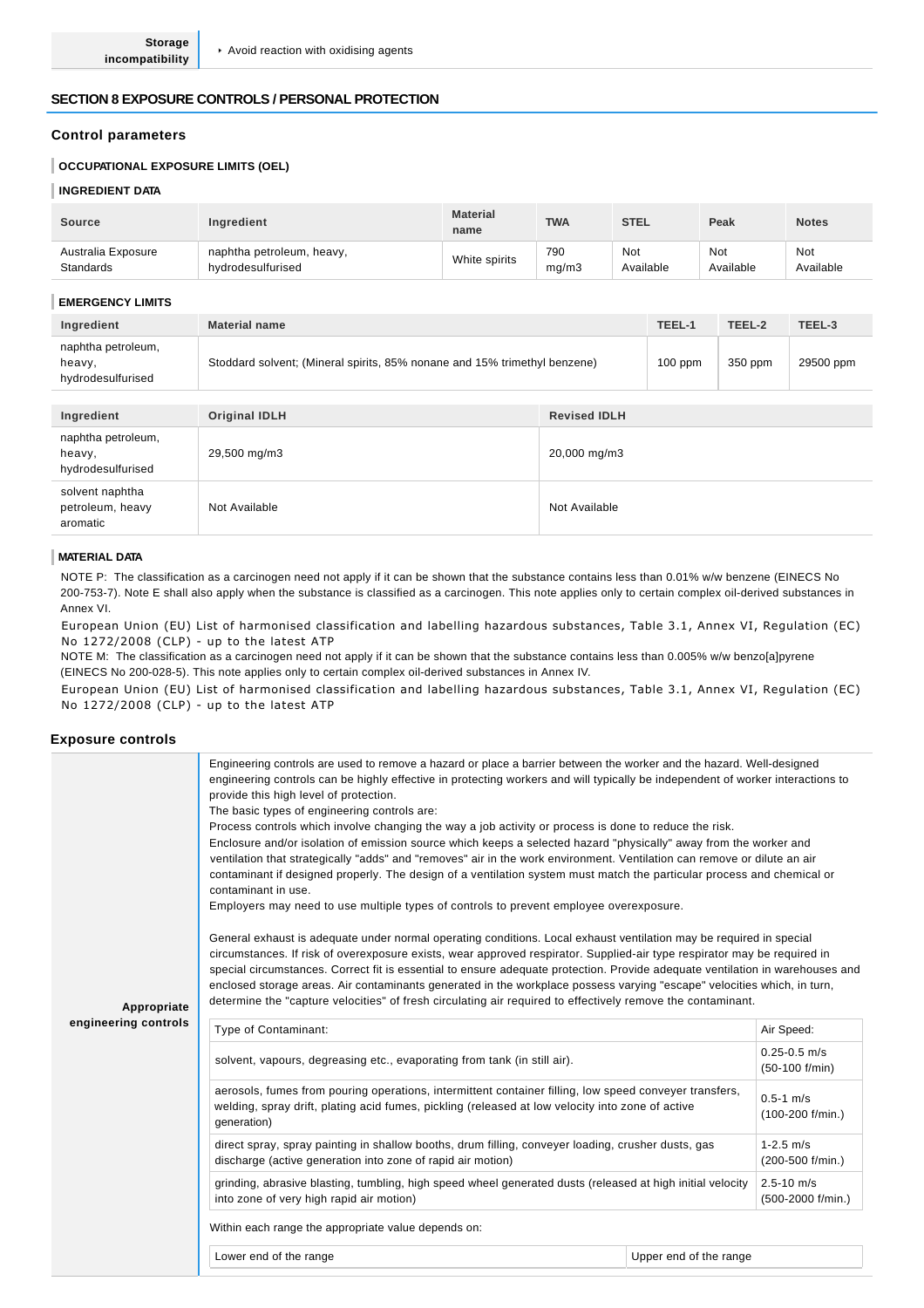| Storage incompatibility | ▸ Avoid reaction with oxidising agents |
|---|---|

## SECTION 8 EXPOSURE CONTROLS / PERSONAL PROTECTION

### Control parameters

#### OCCUPATIONAL EXPOSURE LIMITS (OEL)

#### INGREDIENT DATA

| Source | Ingredient | Material name | TWA | STEL | Peak | Notes |
|---|---|---|---|---|---|---|
| Australia Exposure Standards | naphtha petroleum, heavy, hydrodesulfurised | White spirits | 790 mg/m3 | Not Available | Not Available | Not Available |

#### EMERGENCY LIMITS

| Ingredient | Material name | TEEL-1 | TEEL-2 | TEEL-3 |
|---|---|---|---|---|
| naphtha petroleum, heavy, hydrodesulfurised | Stoddard solvent; (Mineral spirits, 85% nonane and 15% trimethyl benzene) | 100 ppm | 350 ppm | 29500 ppm |

| Ingredient | Original IDLH | Revised IDLH |
|---|---|---|
| naphtha petroleum, heavy, hydrodesulfurised | 29,500 mg/m3 | 20,000 mg/m3 |
| solvent naphtha petroleum, heavy aromatic | Not Available | Not Available |

#### MATERIAL DATA

NOTE P: The classification as a carcinogen need not apply if it can be shown that the substance contains less than 0.01% w/w benzene (EINECS No 200-753-7). Note E shall also apply when the substance is classified as a carcinogen. This note applies only to certain complex oil-derived substances in Annex VI.
European Union (EU) List of harmonised classification and labelling hazardous substances, Table 3.1, Annex VI, Regulation (EC) No 1272/2008 (CLP) - up to the latest ATP
NOTE M: The classification as a carcinogen need not apply if it can be shown that the substance contains less than 0.005% w/w benzo[a]pyrene (EINECS No 200-028-5). This note applies only to certain complex oil-derived substances in Annex IV.
European Union (EU) List of harmonised classification and labelling hazardous substances, Table 3.1, Annex VI, Regulation (EC) No 1272/2008 (CLP) - up to the latest ATP

### Exposure controls

**Appropriate engineering controls**

Engineering controls are used to remove a hazard or place a barrier between the worker and the hazard. Well-designed engineering controls can be highly effective in protecting workers and will typically be independent of worker interactions to provide this high level of protection.
The basic types of engineering controls are:
Process controls which involve changing the way a job activity or process is done to reduce the risk.
Enclosure and/or isolation of emission source which keeps a selected hazard "physically" away from the worker and ventilation that strategically "adds" and "removes" air in the work environment. Ventilation can remove or dilute an air contaminant if designed properly. The design of a ventilation system must match the particular process and chemical or contaminant in use.
Employers may need to use multiple types of controls to prevent employee overexposure.

General exhaust is adequate under normal operating conditions. Local exhaust ventilation may be required in special circumstances. If risk of overexposure exists, wear approved respirator. Supplied-air type respirator may be required in special circumstances. Correct fit is essential to ensure adequate protection. Provide adequate ventilation in warehouses and enclosed storage areas. Air contaminants generated in the workplace possess varying "escape" velocities which, in turn, determine the "capture velocities" of fresh circulating air required to effectively remove the contaminant.

| Type of Contaminant: | Air Speed: |
|---|---|
| solvent, vapours, degreasing etc., evaporating from tank (in still air). | 0.25-0.5 m/s (50-100 f/min) |
| aerosols, fumes from pouring operations, intermittent container filling, low speed conveyer transfers, welding, spray drift, plating acid fumes, pickling (released at low velocity into zone of active generation) | 0.5-1 m/s (100-200 f/min.) |
| direct spray, spray painting in shallow booths, drum filling, conveyer loading, crusher dusts, gas discharge (active generation into zone of rapid air motion) | 1-2.5 m/s (200-500 f/min.) |
| grinding, abrasive blasting, tumbling, high speed wheel generated dusts (released at high initial velocity into zone of very high rapid air motion) | 2.5-10 m/s (500-2000 f/min.) |

Within each range the appropriate value depends on:

| Lower end of the range | Upper end of the range |
|---|---|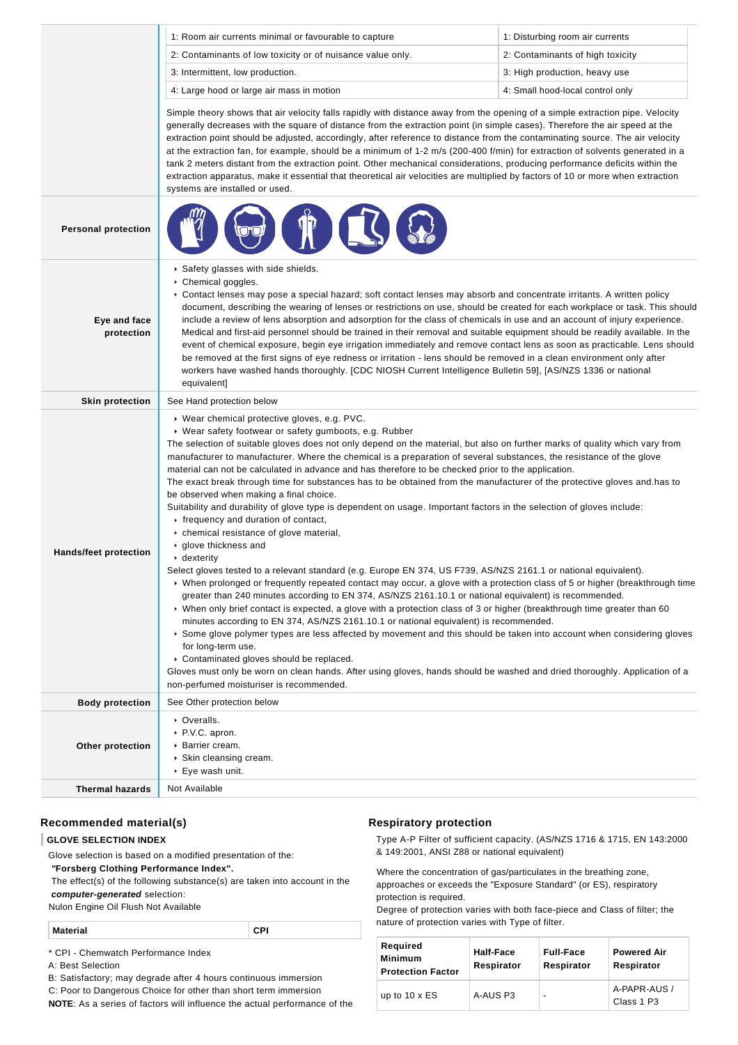| | | |
|---|---|---|
| | 1: Room air currents minimal or favourable to capture | 1: Disturbing room air currents |
| | 2: Contaminants of low toxicity or of nuisance value only. | 2: Contaminants of high toxicity |
| | 3: Intermittent, low production. | 3: High production, heavy use |
| | 4: Large hood or large air mass in motion | 4: Small hood-local control only |
| | Simple theory shows that air velocity falls rapidly with distance away from the opening of a simple extraction pipe. Velocity generally decreases with the square of distance from the extraction point (in simple cases). Therefore the air speed at the extraction point should be adjusted, accordingly, after reference to distance from the contaminating source. The air velocity at the extraction fan, for example, should be a minimum of 1-2 m/s (200-400 f/min) for extraction of solvents generated in a tank 2 meters distant from the extraction point. Other mechanical considerations, producing performance deficits within the extraction apparatus, make it essential that theoretical air velocities are multiplied by factors of 10 or more when extraction systems are installed or used. | |
| **Personal protection** | | |
| **Eye and face protection** | ‣ Safety glasses with side shields.<br>‣ Chemical goggles.<br>‣ Contact lenses may pose a special hazard; soft contact lenses may absorb and concentrate irritants. A written policy document, describing the wearing of lenses or restrictions on use, should be created for each workplace or task. This should include a review of lens absorption and adsorption for the class of chemicals in use and an account of injury experience. Medical and first-aid personnel should be trained in their removal and suitable equipment should be readily available. In the event of chemical exposure, begin eye irrigation immediately and remove contact lens as soon as practicable. Lens should be removed at the first signs of eye redness or irritation - lens should be removed in a clean environment only after workers have washed hands thoroughly. [CDC NIOSH Current Intelligence Bulletin 59], [AS/NZS 1336 or national equivalent] | |
| **Skin protection** | See Hand protection below | |
| **Hands/feet protection** | ‣ Wear chemical protective gloves, e.g. PVC.<br>‣ Wear safety footwear or safety gumboots, e.g. Rubber<br>The selection of suitable gloves does not only depend on the material, but also on further marks of quality which vary from manufacturer to manufacturer. Where the chemical is a preparation of several substances, the resistance of the glove material can not be calculated in advance and has therefore to be checked prior to the application.<br>The exact break through time for substances has to be obtained from the manufacturer of the protective gloves and.has to be observed when making a final choice.<br>Suitability and durability of glove type is dependent on usage. Important factors in the selection of gloves include:<br>‣ frequency and duration of contact,<br>‣ chemical resistance of glove material,<br>‣ glove thickness and<br>‣ dexterity<br>Select gloves tested to a relevant standard (e.g. Europe EN 374, US F739, AS/NZS 2161.1 or national equivalent).<br>‣ When prolonged or frequently repeated contact may occur, a glove with a protection class of 5 or higher (breakthrough time greater than 240 minutes according to EN 374, AS/NZS 2161.10.1 or national equivalent) is recommended.<br>‣ When only brief contact is expected, a glove with a protection class of 3 or higher (breakthrough time greater than 60 minutes according to EN 374, AS/NZS 2161.10.1 or national equivalent) is recommended.<br>‣ Some glove polymer types are less affected by movement and this should be taken into account when considering gloves for long-term use.<br>‣ Contaminated gloves should be replaced.<br>Gloves must only be worn on clean hands. After using gloves, hands should be washed and dried thoroughly. Application of a non-perfumed moisturiser is recommended. | |
| **Body protection** | See Other protection below | |
| **Other protection** | ‣ Overalls.<br>‣ P.V.C. apron.<br>‣ Barrier cream.<br>‣ Skin cleansing cream.<br>‣ Eye wash unit. | |
| **Thermal hazards** | Not Available | |

## Recommended material(s)

**GLOVE SELECTION INDEX**

Glove selection is based on a modified presentation of the:

***"Forsberg Clothing Performance Index".***

The effect(s) of the following substance(s) are taken into account in the ***computer-generated*** selection:

Nulon Engine Oil Flush Not Available

| Material | CPI |
|---|---|

\* CPI - Chemwatch Performance Index

A: Best Selection

B: Satisfactory; may degrade after 4 hours continuous immersion

C: Poor to Dangerous Choice for other than short term immersion

**NOTE**: As a series of factors will influence the actual performance of the

## Respiratory protection

Type A-P Filter of sufficient capacity. (AS/NZS 1716 & 1715, EN 143:2000 & 149:2001, ANSI Z88 or national equivalent)

Where the concentration of gas/particulates in the breathing zone, approaches or exceeds the "Exposure Standard" (or ES), respiratory protection is required.

Degree of protection varies with both face-piece and Class of filter; the nature of protection varies with Type of filter.

| Required Minimum Protection Factor | Half-Face Respirator | Full-Face Respirator | Powered Air Respirator |
|---|---|---|---|
| up to 10 x ES | A-AUS P3 | - | A-PAPR-AUS / Class 1 P3 |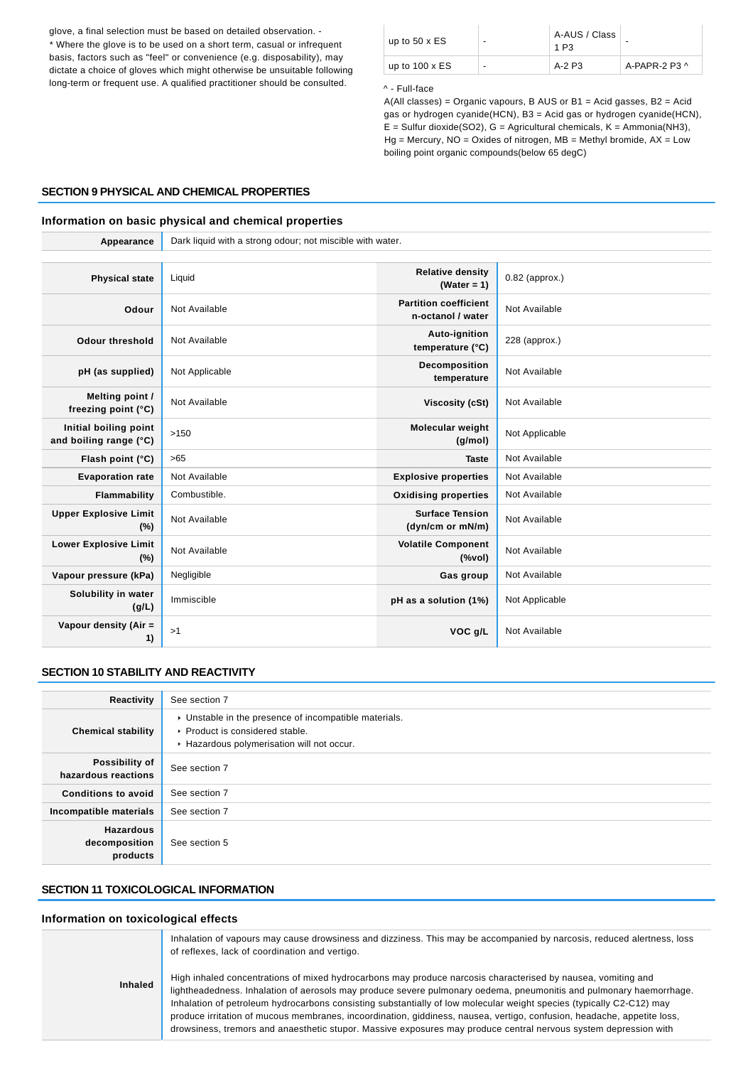glove, a final selection must be based on detailed observation. -
* Where the glove is to be used on a short term, casual or infrequent basis, factors such as "feel" or convenience (e.g. disposability), may dictate a choice of gloves which might otherwise be unsuitable following long-term or frequent use. A qualified practitioner should be consulted.

| | | | |
|---|---|---|---|
| up to 50 x ES | - | A-AUS / Class 1 P3 | - |
| up to 100 x ES | - | A-2 P3 | A-PAPR-2 P3 ^ |

^ - Full-face

A(All classes) = Organic vapours, B AUS or B1 = Acid gasses, B2 = Acid gas or hydrogen cyanide(HCN), B3 = Acid gas or hydrogen cyanide(HCN), E = Sulfur dioxide($SO_2$), G = Agricultural chemicals, K = Ammonia($NH_3$), Hg = Mercury, NO = Oxides of nitrogen, MB = Methyl bromide, AX = Low boiling point organic compounds(below 65 degC)

## SECTION 9 PHYSICAL AND CHEMICAL PROPERTIES

### Information on basic physical and chemical properties

| | |
|---|---|
| **Appearance** | Dark liquid with a strong odour; not miscible with water. |

| | | | |
|---|---|---|---|
| **Physical state** | Liquid | **Relative density (Water = 1)** | 0.82 (approx.) |
| **Odour** | Not Available | **Partition coefficient n-octanol / water** | Not Available |
| **Odour threshold** | Not Available | **Auto-ignition temperature (°C)** | 228 (approx.) |
| **pH (as supplied)** | Not Applicable | **Decomposition temperature** | Not Available |
| **Melting point / freezing point (°C)** | Not Available | **Viscosity (cSt)** | Not Available |
| **Initial boiling point and boiling range (°C)** | >150 | **Molecular weight (g/mol)** | Not Applicable |
| **Flash point (°C)** | >65 | **Taste** | Not Available |
| **Evaporation rate** | Not Available | **Explosive properties** | Not Available |
| **Flammability** | Combustible. | **Oxidising properties** | Not Available |
| **Upper Explosive Limit (%)** | Not Available | **Surface Tension (dyn/cm or mN/m)** | Not Available |
| **Lower Explosive Limit (%)** | Not Available | **Volatile Component (%vol)** | Not Available |
| **Vapour pressure (kPa)** | Negligible | **Gas group** | Not Available |
| **Solubility in water (g/L)** | Immiscible | **pH as a solution (1%)** | Not Applicable |
| **Vapour density (Air = 1)** | >1 | **VOC g/L** | Not Available |

## SECTION 10 STABILITY AND REACTIVITY

| | |
|---|---|
| **Reactivity** | See section 7 |
| **Chemical stability** | ‣ Unstable in the presence of incompatible materials.<br>‣ Product is considered stable.<br>‣ Hazardous polymerisation will not occur. |
| **Possibility of hazardous reactions** | See section 7 |
| **Conditions to avoid** | See section 7 |
| **Incompatible materials** | See section 7 |
| **Hazardous decomposition products** | See section 5 |

## SECTION 11 TOXICOLOGICAL INFORMATION

### Information on toxicological effects

| | |
|---|---|
| **Inhaled** | Inhalation of vapours may cause drowsiness and dizziness. This may be accompanied by narcosis, reduced alertness, loss of reflexes, lack of coordination and vertigo.<br><br>High inhaled concentrations of mixed hydrocarbons may produce narcosis characterised by nausea, vomiting and lightheadedness. Inhalation of aerosols may produce severe pulmonary oedema, pneumonitis and pulmonary haemorrhage. Inhalation of petroleum hydrocarbons consisting substantially of low molecular weight species (typically C2-C12) may produce irritation of mucous membranes, incoordination, giddiness, nausea, vertigo, confusion, headache, appetite loss, drowsiness, tremors and anaesthetic stupor. Massive exposures may produce central nervous system depression with |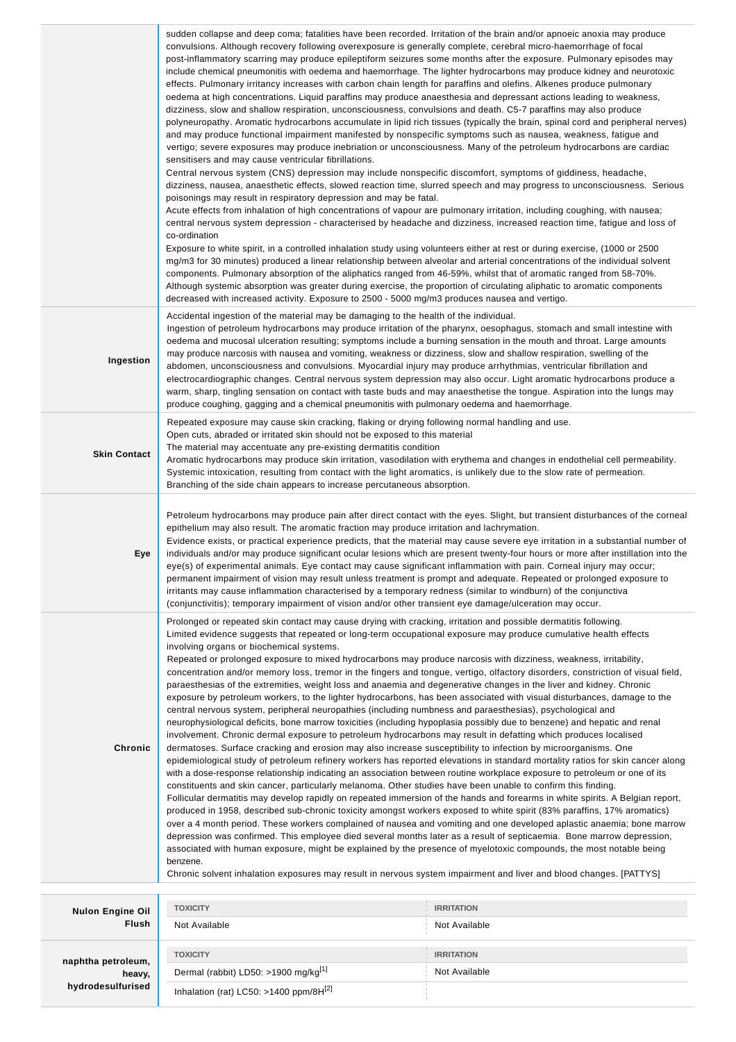| | |
|---|---|
| | sudden collapse and deep coma; fatalities have been recorded. Irritation of the brain and/or apnoeic anoxia may produce convulsions. Although recovery following overexposure is generally complete, cerebral micro-haemorrhage of focal post-inflammatory scarring may produce epileptiform seizures some months after the exposure. Pulmonary episodes may include chemical pneumonitis with oedema and haemorrhage. The lighter hydrocarbons may produce kidney and neurotoxic effects. Pulmonary irritancy increases with carbon chain length for paraffins and olefins. Alkenes produce pulmonary oedema at high concentrations. Liquid paraffins may produce anaesthesia and depressant actions leading to weakness, dizziness, slow and shallow respiration, unconsciousness, convulsions and death. C5-7 paraffins may also produce polyneuropathy. Aromatic hydrocarbons accumulate in lipid rich tissues (typically the brain, spinal cord and peripheral nerves) and may produce functional impairment manifested by nonspecific symptoms such as nausea, weakness, fatigue and vertigo; severe exposures may produce inebriation or unconsciousness. Many of the petroleum hydrocarbons are cardiac sensitisers and may cause ventricular fibrillations.<br>Central nervous system (CNS) depression may include nonspecific discomfort, symptoms of giddiness, headache, dizziness, nausea, anaesthetic effects, slowed reaction time, slurred speech and may progress to unconsciousness. Serious poisonings may result in respiratory depression and may be fatal.<br>Acute effects from inhalation of high concentrations of vapour are pulmonary irritation, including coughing, with nausea; central nervous system depression - characterised by headache and dizziness, increased reaction time, fatigue and loss of co-ordination<br>Exposure to white spirit, in a controlled inhalation study using volunteers either at rest or during exercise, (1000 or 2500 mg/m3 for 30 minutes) produced a linear relationship between alveolar and arterial concentrations of the individual solvent components. Pulmonary absorption of the aliphatics ranged from 46-59%, whilst that of aromatic ranged from 58-70%. Although systemic absorption was greater during exercise, the proportion of circulating aliphatic to aromatic components decreased with increased activity. Exposure to 2500 - 5000 mg/m3 produces nausea and vertigo. |
| **Ingestion** | Accidental ingestion of the material may be damaging to the health of the individual.<br>Ingestion of petroleum hydrocarbons may produce irritation of the pharynx, oesophagus, stomach and small intestine with oedema and mucosal ulceration resulting; symptoms include a burning sensation in the mouth and throat. Large amounts may produce narcosis with nausea and vomiting, weakness or dizziness, slow and shallow respiration, swelling of the abdomen, unconsciousness and convulsions. Myocardial injury may produce arrhythmias, ventricular fibrillation and electrocardiographic changes. Central nervous system depression may also occur. Light aromatic hydrocarbons produce a warm, sharp, tingling sensation on contact with taste buds and may anaesthetise the tongue. Aspiration into the lungs may produce coughing, gagging and a chemical pneumonitis with pulmonary oedema and haemorrhage. |
| **Skin Contact** | Repeated exposure may cause skin cracking, flaking or drying following normal handling and use.<br>Open cuts, abraded or irritated skin should not be exposed to this material<br>The material may accentuate any pre-existing dermatitis condition<br>Aromatic hydrocarbons may produce skin irritation, vasodilation with erythema and changes in endothelial cell permeability. Systemic intoxication, resulting from contact with the light aromatics, is unlikely due to the slow rate of permeation. Branching of the side chain appears to increase percutaneous absorption. |
| **Eye** | Petroleum hydrocarbons may produce pain after direct contact with the eyes. Slight, but transient disturbances of the corneal epithelium may also result. The aromatic fraction may produce irritation and lachrymation.<br>Evidence exists, or practical experience predicts, that the material may cause severe eye irritation in a substantial number of individuals and/or may produce significant ocular lesions which are present twenty-four hours or more after instillation into the eye(s) of experimental animals. Eye contact may cause significant inflammation with pain. Corneal injury may occur; permanent impairment of vision may result unless treatment is prompt and adequate. Repeated or prolonged exposure to irritants may cause inflammation characterised by a temporary redness (similar to windburn) of the conjunctiva (conjunctivitis); temporary impairment of vision and/or other transient eye damage/ulceration may occur. |
| **Chronic** | Prolonged or repeated skin contact may cause drying with cracking, irritation and possible dermatitis following.<br>Limited evidence suggests that repeated or long-term occupational exposure may produce cumulative health effects involving organs or biochemical systems.<br>Repeated or prolonged exposure to mixed hydrocarbons may produce narcosis with dizziness, weakness, irritability, concentration and/or memory loss, tremor in the fingers and tongue, vertigo, olfactory disorders, constriction of visual field, paraesthesias of the extremities, weight loss and anaemia and degenerative changes in the liver and kidney. Chronic exposure by petroleum workers, to the lighter hydrocarbons, has been associated with visual disturbances, damage to the central nervous system, peripheral neuropathies (including numbness and paraesthesias), psychological and neurophysiological deficits, bone marrow toxicities (including hypoplasia possibly due to benzene) and hepatic and renal involvement. Chronic dermal exposure to petroleum hydrocarbons may result in defatting which produces localised dermatoses. Surface cracking and erosion may also increase susceptibility to infection by microorganisms. One epidemiological study of petroleum refinery workers has reported elevations in standard mortality ratios for skin cancer along with a dose-response relationship indicating an association between routine workplace exposure to petroleum or one of its constituents and skin cancer, particularly melanoma. Other studies have been unable to confirm this finding.<br>Follicular dermatitis may develop rapidly on repeated immersion of the hands and forearms in white spirits. A Belgian report, produced in 1958, described sub-chronic toxicity amongst workers exposed to white spirit (83% paraffins, 17% aromatics) over a 4 month period. These workers complained of nausea and vomiting and one developed aplastic anaemia; bone marrow depression was confirmed. This employee died several months later as a result of septicaemia. Bone marrow depression, associated with human exposure, might be explained by the presence of myelotoxic compounds, the most notable being benzene.<br>Chronic solvent inhalation exposures may result in nervous system impairment and liver and blood changes. [PATTYS] |

| | TOXICITY | IRRITATION |
|---|---|---|
| **Nulon Engine Oil Flush** | Not Available | Not Available |

| | TOXICITY | IRRITATION |
|---|---|---|
| **naphtha petroleum, heavy, hydrodesulfurised** | Dermal (rabbit) LD50: >1900 mg/kg[1] | Not Available |
| | Inhalation (rat) LC50: >1400 ppm/8H[2] | |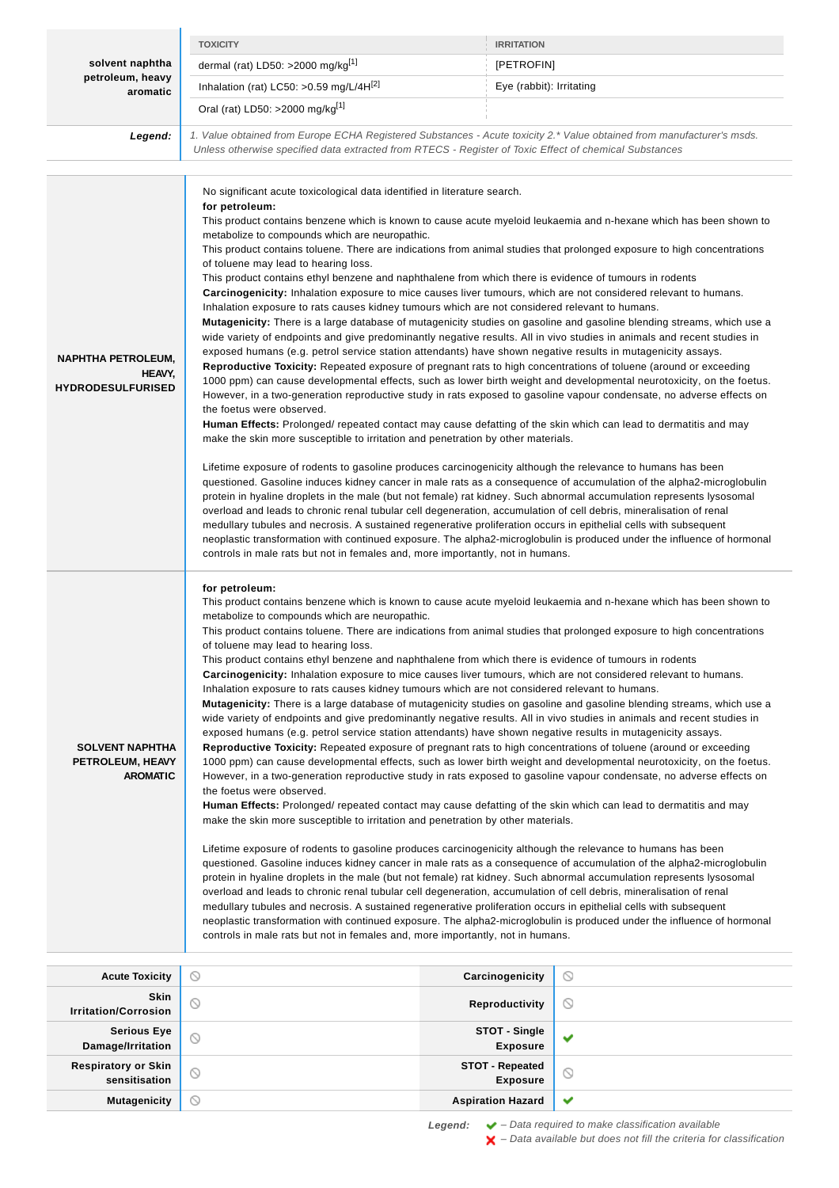| | TOXICITY | IRRITATION |
|---|---|---|
| solvent naphtha petroleum, heavy aromatic | dermal (rat) LD50: >2000 mg/kg[1] | [PETROFIN] |
| | Inhalation (rat) LC50: >0.59 mg/L/4H[2] | Eye (rabbit): Irritating |
| | Oral (rat) LD50: >2000 mg/kg[1] | |
| ***Legend:*** | *1. Value obtained from Europe ECHA Registered Substances - Acute toxicity 2.* Value obtained from manufacturer's msds. Unless otherwise specified data extracted from RTECS - Register of Toxic Effect of chemical Substances* | |

| | |
|---|---|
| **NAPHTHA PETROLEUM, HEAVY, HYDRODESULFURISED** | No significant acute toxicological data identified in literature search.<br>**for petroleum:**<br>This product contains benzene which is known to cause acute myeloid leukaemia and n-hexane which has been shown to metabolize to compounds which are neuropathic.<br>This product contains toluene. There are indications from animal studies that prolonged exposure to high concentrations of toluene may lead to hearing loss.<br>This product contains ethyl benzene and naphthalene from which there is evidence of tumours in rodents<br>**Carcinogenicity:** Inhalation exposure to mice causes liver tumours, which are not considered relevant to humans. Inhalation exposure to rats causes kidney tumours which are not considered relevant to humans.<br>**Mutagenicity:** There is a large database of mutagenicity studies on gasoline and gasoline blending streams, which use a wide variety of endpoints and give predominantly negative results. All in vivo studies in animals and recent studies in exposed humans (e.g. petrol service station attendants) have shown negative results in mutagenicity assays.<br>**Reproductive Toxicity:** Repeated exposure of pregnant rats to high concentrations of toluene (around or exceeding 1000 ppm) can cause developmental effects, such as lower birth weight and developmental neurotoxicity, on the foetus. However, in a two-generation reproductive study in rats exposed to gasoline vapour condensate, no adverse effects on the foetus were observed.<br>**Human Effects:** Prolonged/ repeated contact may cause defatting of the skin which can lead to dermatitis and may make the skin more susceptible to irritation and penetration by other materials.<br><br>Lifetime exposure of rodents to gasoline produces carcinogenicity although the relevance to humans has been questioned. Gasoline induces kidney cancer in male rats as a consequence of accumulation of the alpha2-microglobulin protein in hyaline droplets in the male (but not female) rat kidney. Such abnormal accumulation represents lysosomal overload and leads to chronic renal tubular cell degeneration, accumulation of cell debris, mineralisation of renal medullary tubules and necrosis. A sustained regenerative proliferation occurs in epithelial cells with subsequent neoplastic transformation with continued exposure. The alpha2-microglobulin is produced under the influence of hormonal controls in male rats but not in females and, more importantly, not in humans. |
| **SOLVENT NAPHTHA PETROLEUM, HEAVY AROMATIC** | **for petroleum:**<br>This product contains benzene which is known to cause acute myeloid leukaemia and n-hexane which has been shown to metabolize to compounds which are neuropathic.<br>This product contains toluene. There are indications from animal studies that prolonged exposure to high concentrations of toluene may lead to hearing loss.<br>This product contains ethyl benzene and naphthalene from which there is evidence of tumours in rodents<br>**Carcinogenicity:** Inhalation exposure to mice causes liver tumours, which are not considered relevant to humans. Inhalation exposure to rats causes kidney tumours which are not considered relevant to humans.<br>**Mutagenicity:** There is a large database of mutagenicity studies on gasoline and gasoline blending streams, which use a wide variety of endpoints and give predominantly negative results. All in vivo studies in animals and recent studies in exposed humans (e.g. petrol service station attendants) have shown negative results in mutagenicity assays.<br>**Reproductive Toxicity:** Repeated exposure of pregnant rats to high concentrations of toluene (around or exceeding 1000 ppm) can cause developmental effects, such as lower birth weight and developmental neurotoxicity, on the foetus. However, in a two-generation reproductive study in rats exposed to gasoline vapour condensate, no adverse effects on the foetus were observed.<br>**Human Effects:** Prolonged/ repeated contact may cause defatting of the skin which can lead to dermatitis and may make the skin more susceptible to irritation and penetration by other materials.<br><br>Lifetime exposure of rodents to gasoline produces carcinogenicity although the relevance to humans has been questioned. Gasoline induces kidney cancer in male rats as a consequence of accumulation of the alpha2-microglobulin protein in hyaline droplets in the male (but not female) rat kidney. Such abnormal accumulation represents lysosomal overload and leads to chronic renal tubular cell degeneration, accumulation of cell debris, mineralisation of renal medullary tubules and necrosis. A sustained regenerative proliferation occurs in epithelial cells with subsequent neoplastic transformation with continued exposure. The alpha2-microglobulin is produced under the influence of hormonal controls in male rats but not in females and, more importantly, not in humans. |

| | | | |
|---|---|---|---|
| **Acute Toxicity** | ⃠ | **Carcinogenicity** | ⃠ |
| **Skin Irritation/Corrosion** | ⃠ | **Reproductivity** | ⃠ |
| **Serious Eye Damage/Irritation** | ⃠ | **STOT - Single Exposure** | ✔ |
| **Respiratory or Skin sensitisation** | ⃠ | **STOT - Repeated Exposure** | ⃠ |
| **Mutagenicity** | ⃠ | **Aspiration Hazard** | ✔ |

***Legend:*** ✔ – *Data required to make classification available*
✘ – *Data available but does not fill the criteria for classification*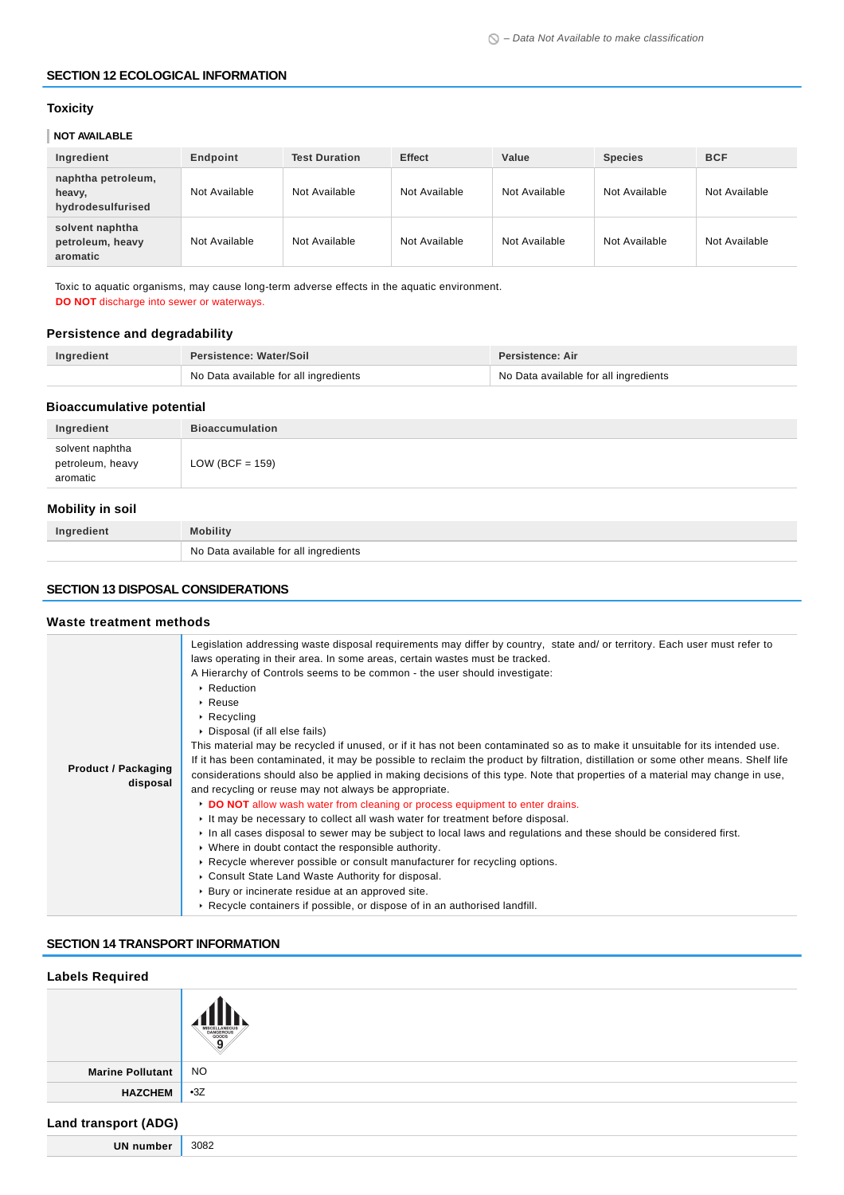⃠ – Data Not Available to make classification

## SECTION 12 ECOLOGICAL INFORMATION

### Toxicity

**NOT AVAILABLE**

| Ingredient | Endpoint | Test Duration | Effect | Value | Species | BCF |
|---|---|---|---|---|---|---|
| naphtha petroleum, heavy, hydrodesulfurised | Not Available | Not Available | Not Available | Not Available | Not Available | Not Available |
| solvent naphtha petroleum, heavy aromatic | Not Available | Not Available | Not Available | Not Available | Not Available | Not Available |

Toxic to aquatic organisms, may cause long-term adverse effects in the aquatic environment.
**DO NOT** discharge into sewer or waterways.

### Persistence and degradability

| Ingredient | Persistence: Water/Soil | Persistence: Air |
|---|---|---|
| | No Data available for all ingredients | No Data available for all ingredients |

### Bioaccumulative potential

| Ingredient | Bioaccumulation |
|---|---|
| solvent naphtha petroleum, heavy aromatic | LOW (BCF = 159) |

### Mobility in soil

| Ingredient | Mobility |
|---|---|
| | No Data available for all ingredients |

## SECTION 13 DISPOSAL CONSIDERATIONS

### Waste treatment methods

**Product / Packaging disposal**

Legislation addressing waste disposal requirements may differ by country, state and/ or territory. Each user must refer to laws operating in their area. In some areas, certain wastes must be tracked.
A Hierarchy of Controls seems to be common - the user should investigate:

- Reduction
- Reuse
- Recycling
- Disposal (if all else fails)

This material may be recycled if unused, or if it has not been contaminated so as to make it unsuitable for its intended use. If it has been contaminated, it may be possible to reclaim the product by filtration, distillation or some other means. Shelf life considerations should also be applied in making decisions of this type. Note that properties of a material may change in use, and recycling or reuse may not always be appropriate.

- **DO NOT** allow wash water from cleaning or process equipment to enter drains.
- It may be necessary to collect all wash water for treatment before disposal.
- In all cases disposal to sewer may be subject to local laws and regulations and these should be considered first.
- Where in doubt contact the responsible authority.
- Recycle wherever possible or consult manufacturer for recycling options.
- Consult State Land Waste Authority for disposal.
- Bury or incinerate residue at an approved site.
- Recycle containers if possible, or dispose of in an authorised landfill.

## SECTION 14 TRANSPORT INFORMATION

### Labels Required

| | |
|---|---|
| | MISCELLANEOUS DANGEROUS GOODS 9 |
| **Marine Pollutant** | NO |
| **HAZCHEM** | •3Z |

### Land transport (ADG)

| | |
|---|---|
| **UN number** | 3082 |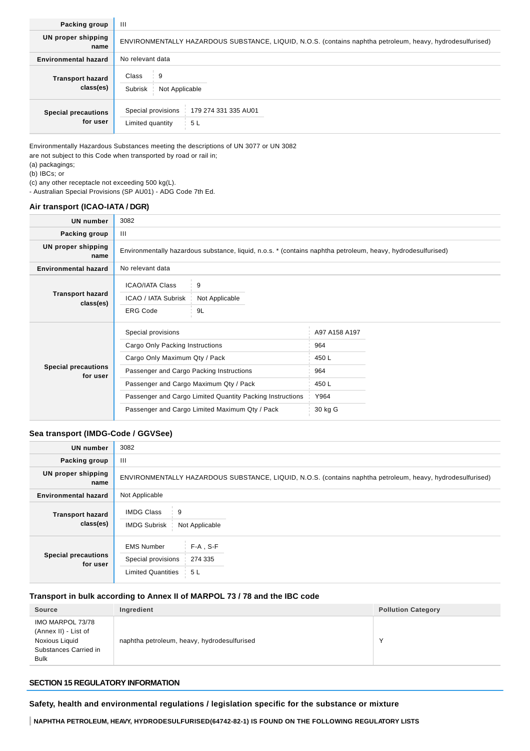| | |
|---|---|
| **Packing group** | III |
| **UN proper shipping name** | ENVIRONMENTALLY HAZARDOUS SUBSTANCE, LIQUID, N.O.S. (contains naphtha petroleum, heavy, hydrodesulfurised) |
| **Environmental hazard** | No relevant data |
| **Transport hazard class(es)** | Class: 9<br>Subrisk: Not Applicable |
| **Special precautions for user** | Special provisions: 179 274 331 335 AU01<br>Limited quantity: 5 L |

Environmentally Hazardous Substances meeting the descriptions of UN 3077 or UN 3082
are not subject to this Code when transported by road or rail in;
(a) packagings;
(b) IBCs; or
(c) any other receptacle not exceeding 500 kg(L).
- Australian Special Provisions (SP AU01) - ADG Code 7th Ed.

### Air transport (ICAO-IATA / DGR)

| | |
|---|---|
| **UN number** | 3082 |
| **Packing group** | III |
| **UN proper shipping name** | Environmentally hazardous substance, liquid, n.o.s. * (contains naphtha petroleum, heavy, hydrodesulfurised) |
| **Environmental hazard** | No relevant data |
| **Transport hazard class(es)** | ICAO/IATA Class: 9<br>ICAO / IATA Subrisk: Not Applicable<br>ERG Code: 9L |
| **Special precautions for user** | Special provisions: A97 A158 A197<br>Cargo Only Packing Instructions: 964<br>Cargo Only Maximum Qty / Pack: 450 L<br>Passenger and Cargo Packing Instructions: 964<br>Passenger and Cargo Maximum Qty / Pack: 450 L<br>Passenger and Cargo Limited Quantity Packing Instructions: Y964<br>Passenger and Cargo Limited Maximum Qty / Pack: 30 kg G |

### Sea transport (IMDG-Code / GGVSee)

| | |
|---|---|
| **UN number** | 3082 |
| **Packing group** | III |
| **UN proper shipping name** | ENVIRONMENTALLY HAZARDOUS SUBSTANCE, LIQUID, N.O.S. (contains naphtha petroleum, heavy, hydrodesulfurised) |
| **Environmental hazard** | Not Applicable |
| **Transport hazard class(es)** | IMDG Class: 9<br>IMDG Subrisk: Not Applicable |
| **Special precautions for user** | EMS Number: F-A , S-F<br>Special provisions: 274 335<br>Limited Quantities: 5 L |

### Transport in bulk according to Annex II of MARPOL 73 / 78 and the IBC code

| Source | Ingredient | Pollution Category |
|---|---|---|
| IMO MARPOL 73/78 (Annex II) - List of Noxious Liquid Substances Carried in Bulk | naphtha petroleum, heavy, hydrodesulfurised | Y |

## SECTION 15 REGULATORY INFORMATION

### Safety, health and environmental regulations / legislation specific for the substance or mixture

**NAPHTHA PETROLEUM, HEAVY, HYDRODESULFURISED(64742-82-1) IS FOUND ON THE FOLLOWING REGULATORY LISTS**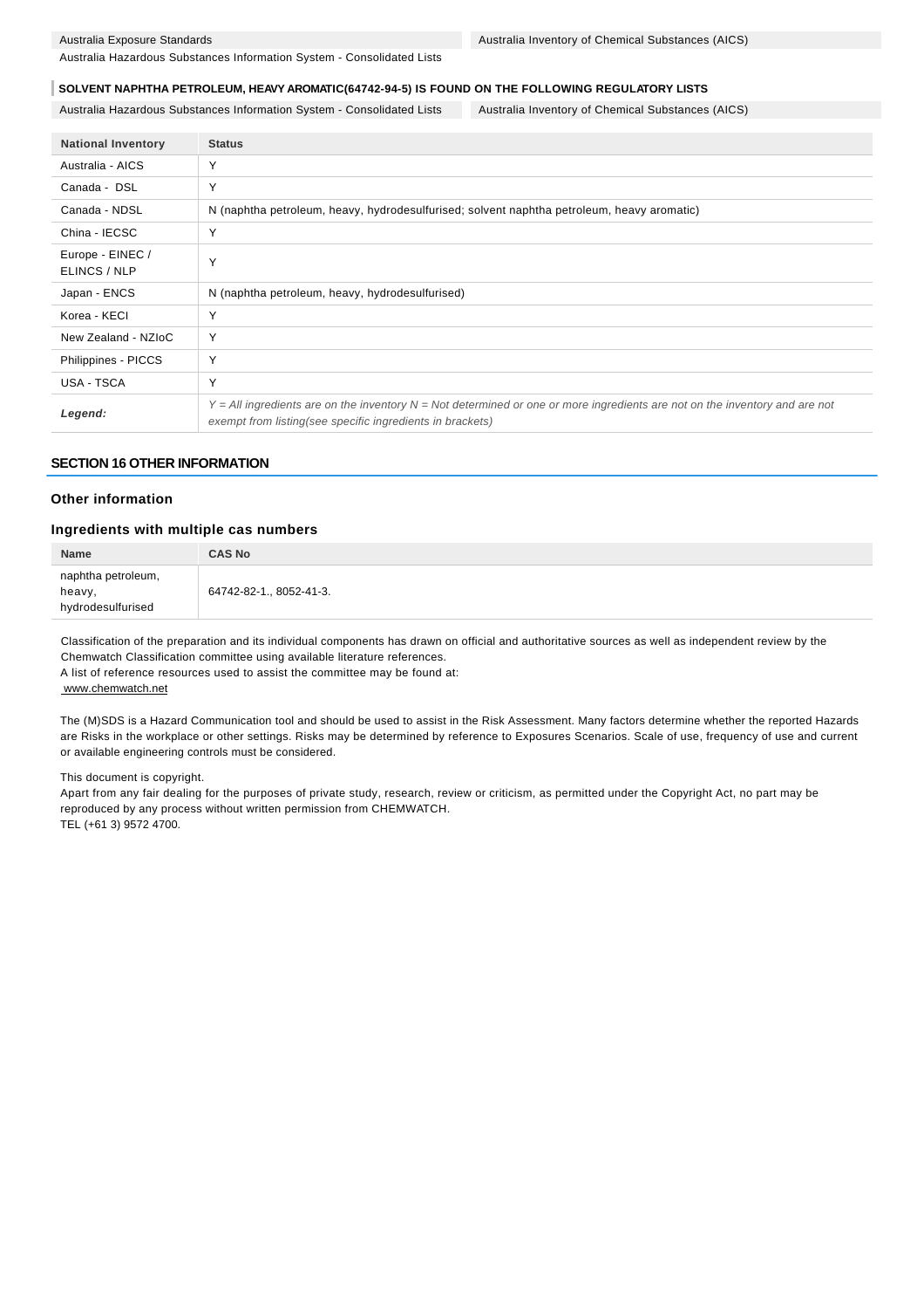| | |
|---|---|
| Australia Exposure Standards | Australia Inventory of Chemical Substances (AICS) |
| Australia Hazardous Substances Information System - Consolidated Lists | |

**SOLVENT NAPHTHA PETROLEUM, HEAVY AROMATIC(64742-94-5) IS FOUND ON THE FOLLOWING REGULATORY LISTS**

| | |
|---|---|
| Australia Hazardous Substances Information System - Consolidated Lists | Australia Inventory of Chemical Substances (AICS) |

| National Inventory | Status |
|---|---|
| Australia - AICS | Y |
| Canada - DSL | Y |
| Canada - NDSL | N (naphtha petroleum, heavy, hydrodesulfurised; solvent naphtha petroleum, heavy aromatic) |
| China - IECSC | Y |
| Europe - EINEC / ELINCS / NLP | Y |
| Japan - ENCS | N (naphtha petroleum, heavy, hydrodesulfurised) |
| Korea - KECI | Y |
| New Zealand - NZIoC | Y |
| Philippines - PICCS | Y |
| USA - TSCA | Y |
| ***Legend:*** | *Y = All ingredients are on the inventory N = Not determined or one or more ingredients are not on the inventory and are not exempt from listing(see specific ingredients in brackets)* |

## SECTION 16 OTHER INFORMATION

### Other information

### Ingredients with multiple cas numbers

| Name | CAS No |
|---|---|
| naphtha petroleum, heavy, hydrodesulfurised | 64742-82-1., 8052-41-3. |

Classification of the preparation and its individual components has drawn on official and authoritative sources as well as independent review by the Chemwatch Classification committee using available literature references.
A list of reference resources used to assist the committee may be found at:
www.chemwatch.net

The (M)SDS is a Hazard Communication tool and should be used to assist in the Risk Assessment. Many factors determine whether the reported Hazards are Risks in the workplace or other settings. Risks may be determined by reference to Exposures Scenarios. Scale of use, frequency of use and current or available engineering controls must be considered.

This document is copyright.
Apart from any fair dealing for the purposes of private study, research, review or criticism, as permitted under the Copyright Act, no part may be reproduced by any process without written permission from CHEMWATCH.
TEL (+61 3) 9572 4700.